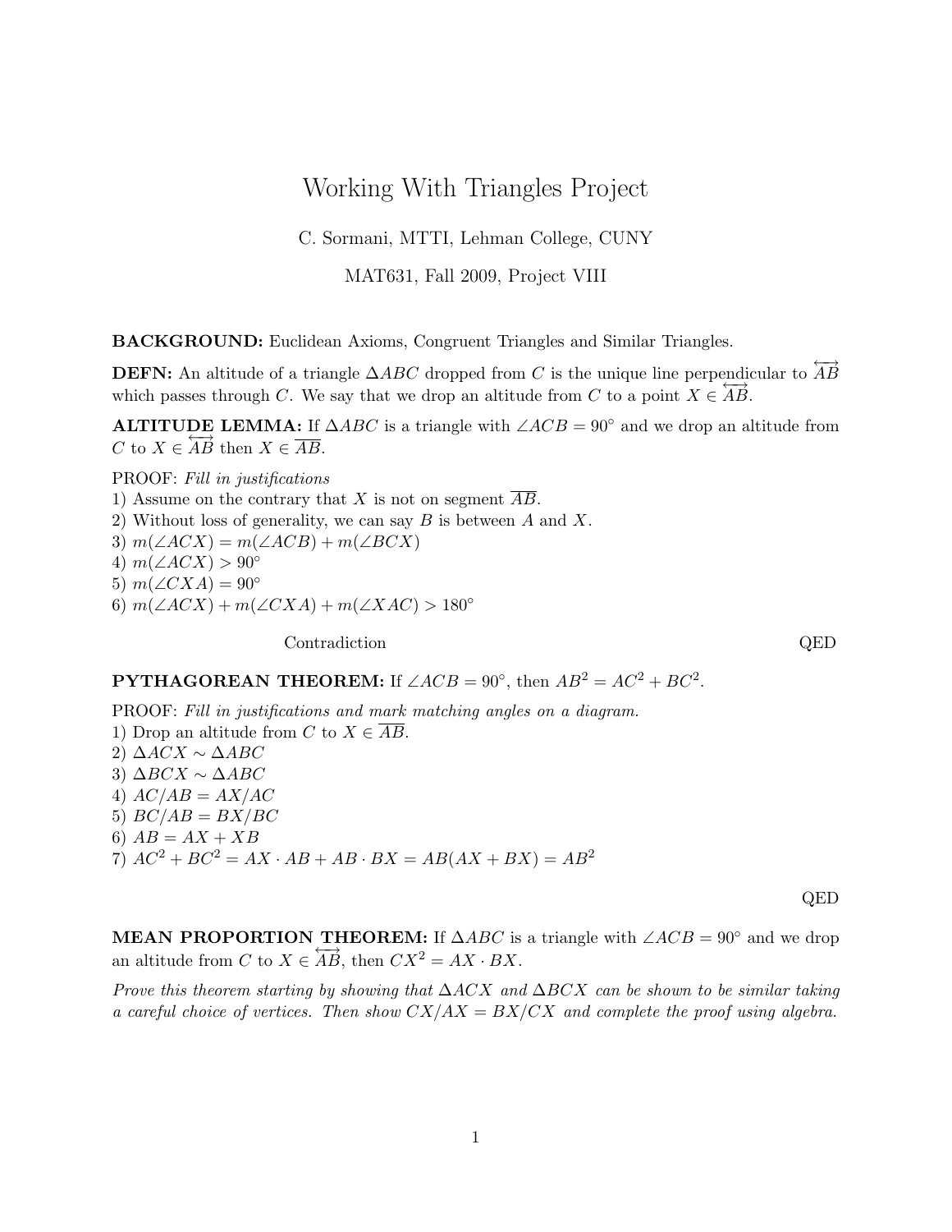# Working With Triangles Project

C. Sormani, MTTI, Lehman College, CUNY

MAT631, Fall 2009, Project VIII

**BACKGROUND:** Euclidean Axioms, Congruent Triangles and Similar Triangles.

**DEFN:** An altitude of a triangle $\Delta ABC$ dropped from $C$ is the unique line perpendicular to $\overleftrightarrow{AB}$ which passes through $C$. We say that we drop an altitude from $C$ to a point $X \in \overleftrightarrow{AB}$.

**ALTITUDE LEMMA:** If $\Delta ABC$ is a triangle with $\angle ACB = 90°$ and we drop an altitude from $C$ to $X \in \overleftrightarrow{AB}$ then $X \in \overline{AB}$.

PROOF: *Fill in justifications*

1) Assume on the contrary that $X$ is not on segment $\overline{AB}$.
2) Without loss of generality, we can say $B$ is between $A$ and $X$.
3) $m(\angle ACX) = m(\angle ACB) + m(\angle BCX)$
4) $m(\angle ACX) > 90°$
5) $m(\angle CXA) = 90°$
6) $m(\angle ACX) + m(\angle CXA) + m(\angle XAC) > 180°$

Contradiction QED

**PYTHAGOREAN THEOREM:** If $\angle ACB = 90°$, then $AB^2 = AC^2 + BC^2$.

PROOF: *Fill in justifications and mark matching angles on a diagram.*

1) Drop an altitude from $C$ to $X \in \overline{AB}$.
2) $\Delta ACX \sim \Delta ABC$
3) $\Delta BCX \sim \Delta ABC$
4) $AC/AB = AX/AC$
5) $BC/AB = BX/BC$
6) $AB = AX + XB$
7) $AC^2 + BC^2 = AX \cdot AB + AB \cdot BX = AB(AX + BX) = AB^2$

QED

**MEAN PROPORTION THEOREM:** If $\Delta ABC$ is a triangle with $\angle ACB = 90°$ and we drop an altitude from $C$ to $X \in \overleftrightarrow{AB}$, then $CX^2 = AX \cdot BX$.

*Prove this theorem starting by showing that $\Delta ACX$ and $\Delta BCX$ can be shown to be similar taking a careful choice of vertices. Then show $CX/AX = BX/CX$ and complete the proof using algebra.*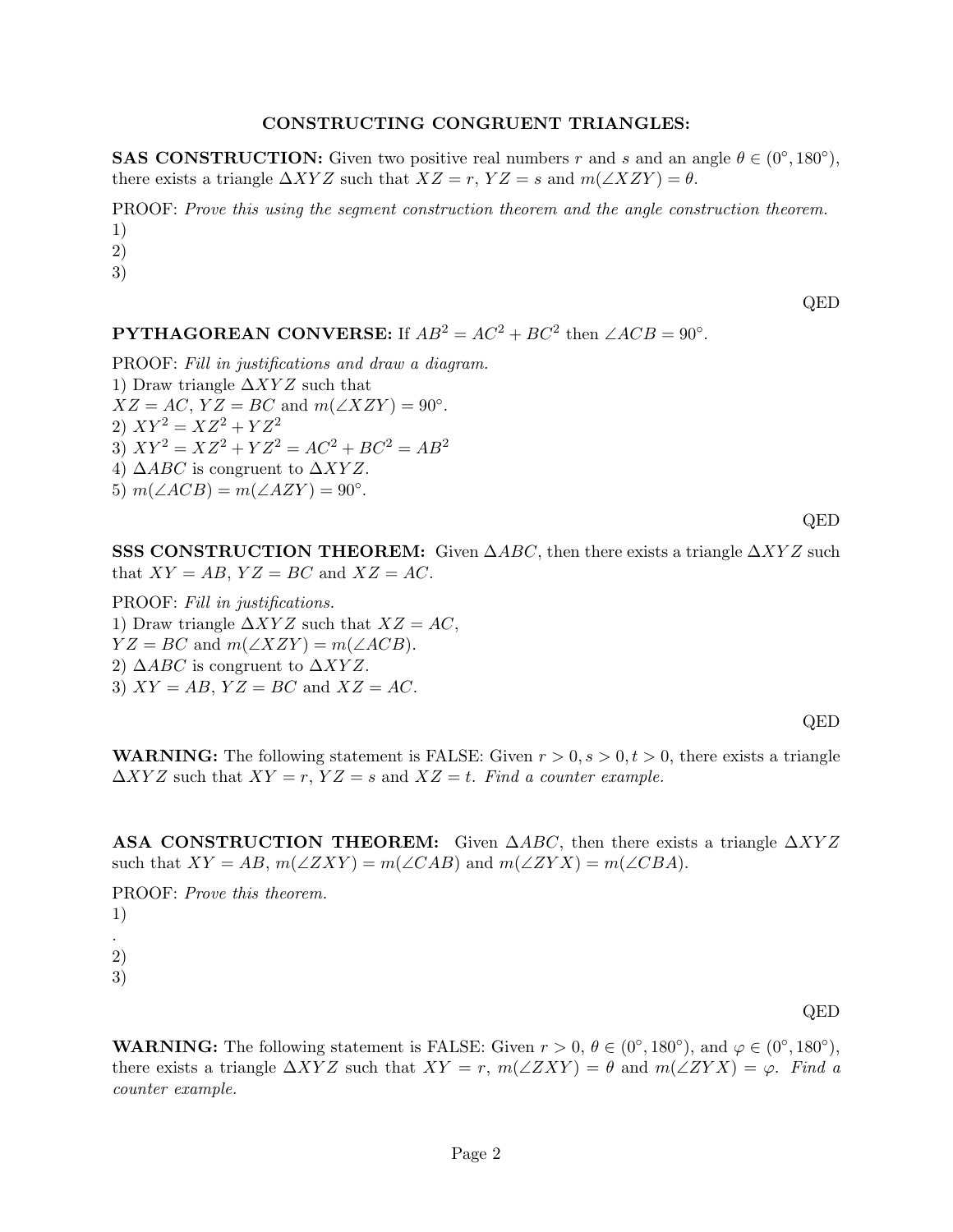**CONSTRUCTING CONGRUENT TRIANGLES:**

**SAS CONSTRUCTION:** Given two positive real numbers $r$ and $s$ and an angle $\theta \in (0°, 180°)$, there exists a triangle $\Delta XYZ$ such that $XZ = r$, $YZ = s$ and $m(\angle XZY) = \theta$.

PROOF: *Prove this using the segment construction theorem and the angle construction theorem.*
1)
2)
3)

QED

**PYTHAGOREAN CONVERSE:** If $AB^2 = AC^2 + BC^2$ then $\angle ACB = 90°$.

PROOF: *Fill in justifications and draw a diagram.*
1) Draw triangle $\Delta XYZ$ such that
$XZ = AC$, $YZ = BC$ and $m(\angle XZY) = 90°$.
2) $XY^2 = XZ^2 + YZ^2$
3) $XY^2 = XZ^2 + YZ^2 = AC^2 + BC^2 = AB^2$
4) $\Delta ABC$ is congruent to $\Delta XYZ$.
5) $m(\angle ACB) = m(\angle AZY) = 90°$.

QED

**SSS CONSTRUCTION THEOREM:** Given $\Delta ABC$, then there exists a triangle $\Delta XYZ$ such that $XY = AB$, $YZ = BC$ and $XZ = AC$.

PROOF: *Fill in justifications.*
1) Draw triangle $\Delta XYZ$ such that $XZ = AC$,
$YZ = BC$ and $m(\angle XZY) = m(\angle ACB)$.
2) $\Delta ABC$ is congruent to $\Delta XYZ$.
3) $XY = AB$, $YZ = BC$ and $XZ = AC$.

QED

**WARNING:** The following statement is FALSE: Given $r > 0, s > 0, t > 0$, there exists a triangle $\Delta XYZ$ such that $XY = r$, $YZ = s$ and $XZ = t$. *Find a counter example.*

**ASA CONSTRUCTION THEOREM:** Given $\Delta ABC$, then there exists a triangle $\Delta XYZ$ such that $XY = AB$, $m(\angle ZXY) = m(\angle CAB)$ and $m(\angle ZYX) = m(\angle CBA)$.

PROOF: *Prove this theorem.*
1)
.
2)
3)

QED

**WARNING:** The following statement is FALSE: Given $r > 0$, $\theta \in (0°, 180°)$, and $\varphi \in (0°, 180°)$, there exists a triangle $\Delta XYZ$ such that $XY = r$, $m(\angle ZXY) = \theta$ and $m(\angle ZYX) = \varphi$. *Find a counter example.*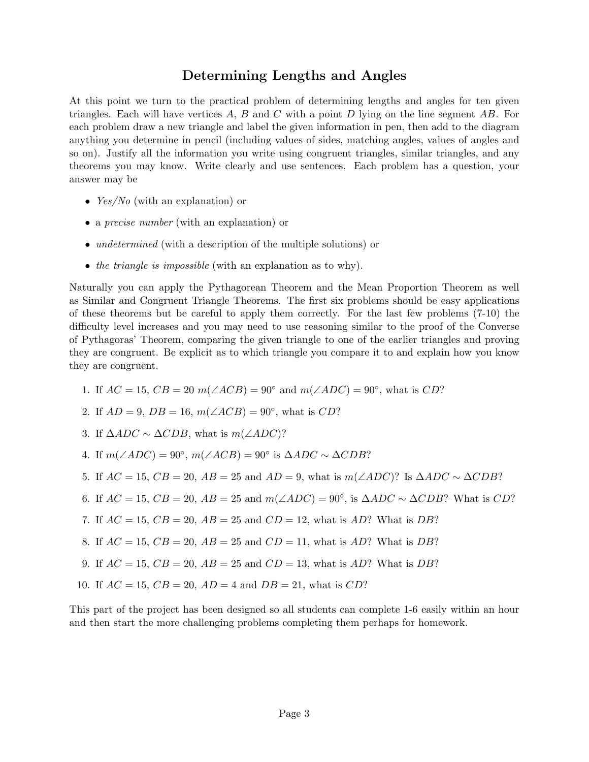# Determining Lengths and Angles

At this point we turn to the practical problem of determining lengths and angles for ten given triangles. Each will have vertices $A$, $B$ and $C$ with a point $D$ lying on the line segment $AB$. For each problem draw a new triangle and label the given information in pen, then add to the diagram anything you determine in pencil (including values of sides, matching angles, values of angles and so on). Justify all the information you write using congruent triangles, similar triangles, and any theorems you may know. Write clearly and use sentences. Each problem has a question, your answer may be

- *Yes/No* (with an explanation) or
- a *precise number* (with an explanation) or
- *undetermined* (with a description of the multiple solutions) or
- *the triangle is impossible* (with an explanation as to why).

Naturally you can apply the Pythagorean Theorem and the Mean Proportion Theorem as well as Similar and Congruent Triangle Theorems. The first six problems should be easy applications of these theorems but be careful to apply them correctly. For the last few problems (7-10) the difficulty level increases and you may need to use reasoning similar to the proof of the Converse of Pythagoras' Theorem, comparing the given triangle to one of the earlier triangles and proving they are congruent. Be explicit as to which triangle you compare it to and explain how you know they are congruent.

1. If $AC = 15$, $CB = 20$ $m(\angle ACB) = 90°$ and $m(\angle ADC) = 90°$, what is $CD$?
2. If $AD = 9$, $DB = 16$, $m(\angle ACB) = 90°$, what is $CD$?
3. If $\Delta ADC \sim \Delta CDB$, what is $m(\angle ADC)$?
4. If $m(\angle ADC) = 90°$, $m(\angle ACB) = 90°$ is $\Delta ADC \sim \Delta CDB$?
5. If $AC = 15$, $CB = 20$, $AB = 25$ and $AD = 9$, what is $m(\angle ADC)$? Is $\Delta ADC \sim \Delta CDB$?
6. If $AC = 15$, $CB = 20$, $AB = 25$ and $m(\angle ADC) = 90°$, is $\Delta ADC \sim \Delta CDB$? What is $CD$?
7. If $AC = 15$, $CB = 20$, $AB = 25$ and $CD = 12$, what is $AD$? What is $DB$?
8. If $AC = 15$, $CB = 20$, $AB = 25$ and $CD = 11$, what is $AD$? What is $DB$?
9. If $AC = 15$, $CB = 20$, $AB = 25$ and $CD = 13$, what is $AD$? What is $DB$?
10. If $AC = 15$, $CB = 20$, $AD = 4$ and $DB = 21$, what is $CD$?

This part of the project has been designed so all students can complete 1-6 easily within an hour and then start the more challenging problems completing them perhaps for homework.